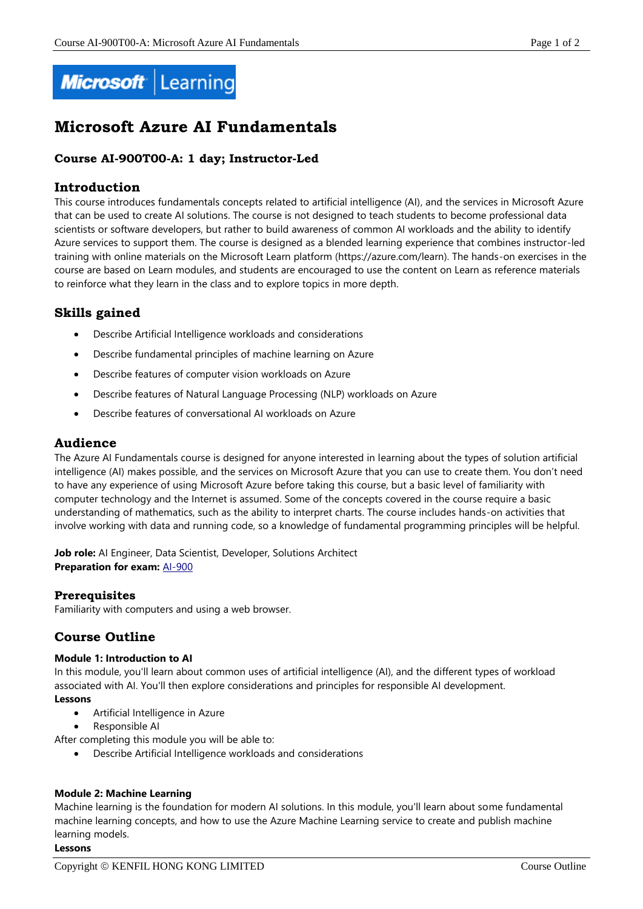# Microsoft Azure AI Fundamentals

### Course AI-900T00-A: 1 day; Instructor-Led

## Introduction

This course introduces fundamentals concepts related to artificial intelligence (AI), and the services in Microsoft Azure that can be used to create AI solutions. The course is not designed to teach students to become professional data scientists or software developers, but rather to build awareness of common AI workloads and the ability to identify Azure services to support them. The course is designed as a blended learning experience that combines instructor-led training with online materials on the Microsoft Learn platform (https://azure.com/learn). The hands-on exercises in the course are based on Learn modules, and students are encouraged to use the content on Learn as reference materials to reinforce what they learn in the class and to explore topics in more depth.

## Skills gained

- Describe Artificial Intelligence workloads and considerations
- Describe fundamental principles of machine learning on Azure
- Describe features of computer vision workloads on Azure
- Describe features of Natural Language Processing (NLP) workloads on Azure
- Describe features of conversational AI workloads on Azure

## Audience

The Azure AI Fundamentals course is designed for anyone interested in learning about the types of solution artificial intelligence (AI) makes possible, and the services on Microsoft Azure that you can use to create them. You don't need to have any experience of using Microsoft Azure before taking this course, but a basic level of familiarity with computer technology and the Internet is assumed. Some of the concepts covered in the course require a basic understanding of mathematics, such as the ability to interpret charts. The course includes hands-on activities that involve working with data and running code, so a knowledge of fundamental programming principles will be helpful.

**Job role:** AI Engineer, Data Scientist, Developer, Solutions Architect
**Preparation for exam:** AI-900

## Prerequisites

Familiarity with computers and using a web browser.

## Course Outline

**Module 1: Introduction to AI**

In this module, you'll learn about common uses of artificial intelligence (AI), and the different types of workload associated with AI. You'll then explore considerations and principles for responsible AI development.

**Lessons**

- Artificial Intelligence in Azure
- Responsible AI

After completing this module you will be able to:

- Describe Artificial Intelligence workloads and considerations

**Module 2: Machine Learning**

Machine learning is the foundation for modern AI solutions. In this module, you'll learn about some fundamental machine learning concepts, and how to use the Azure Machine Learning service to create and publish machine learning models.

**Lessons**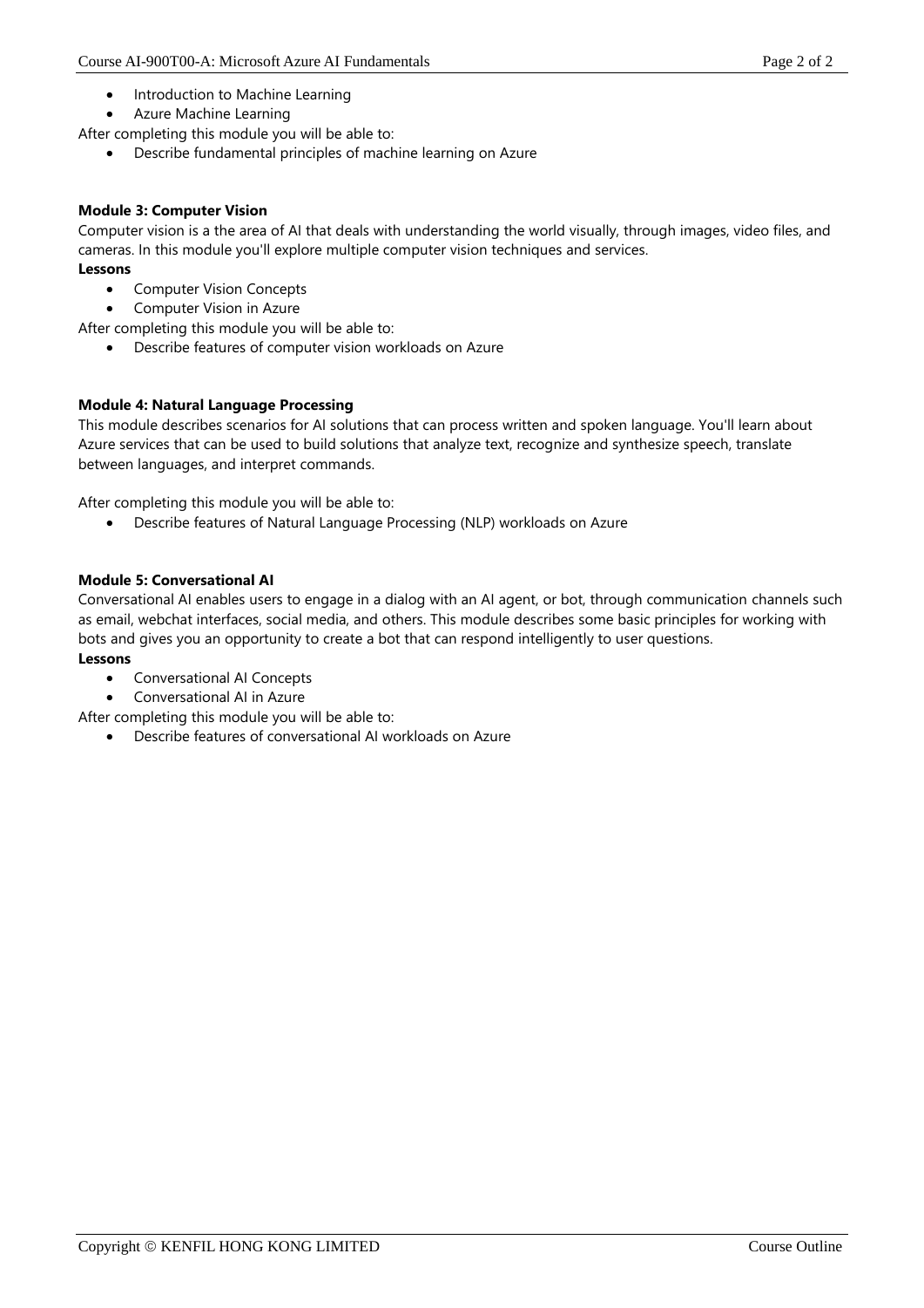- Introduction to Machine Learning
- Azure Machine Learning

After completing this module you will be able to:

- Describe fundamental principles of machine learning on Azure

**Module 3: Computer Vision**

Computer vision is a the area of AI that deals with understanding the world visually, through images, video files, and cameras. In this module you'll explore multiple computer vision techniques and services.

**Lessons**

- Computer Vision Concepts
- Computer Vision in Azure

After completing this module you will be able to:

- Describe features of computer vision workloads on Azure

**Module 4: Natural Language Processing**

This module describes scenarios for AI solutions that can process written and spoken language. You'll learn about Azure services that can be used to build solutions that analyze text, recognize and synthesize speech, translate between languages, and interpret commands.

After completing this module you will be able to:

- Describe features of Natural Language Processing (NLP) workloads on Azure

**Module 5: Conversational AI**

Conversational AI enables users to engage in a dialog with an AI agent, or bot, through communication channels such as email, webchat interfaces, social media, and others. This module describes some basic principles for working with bots and gives you an opportunity to create a bot that can respond intelligently to user questions.

**Lessons**

- Conversational AI Concepts
- Conversational AI in Azure

After completing this module you will be able to:

- Describe features of conversational AI workloads on Azure